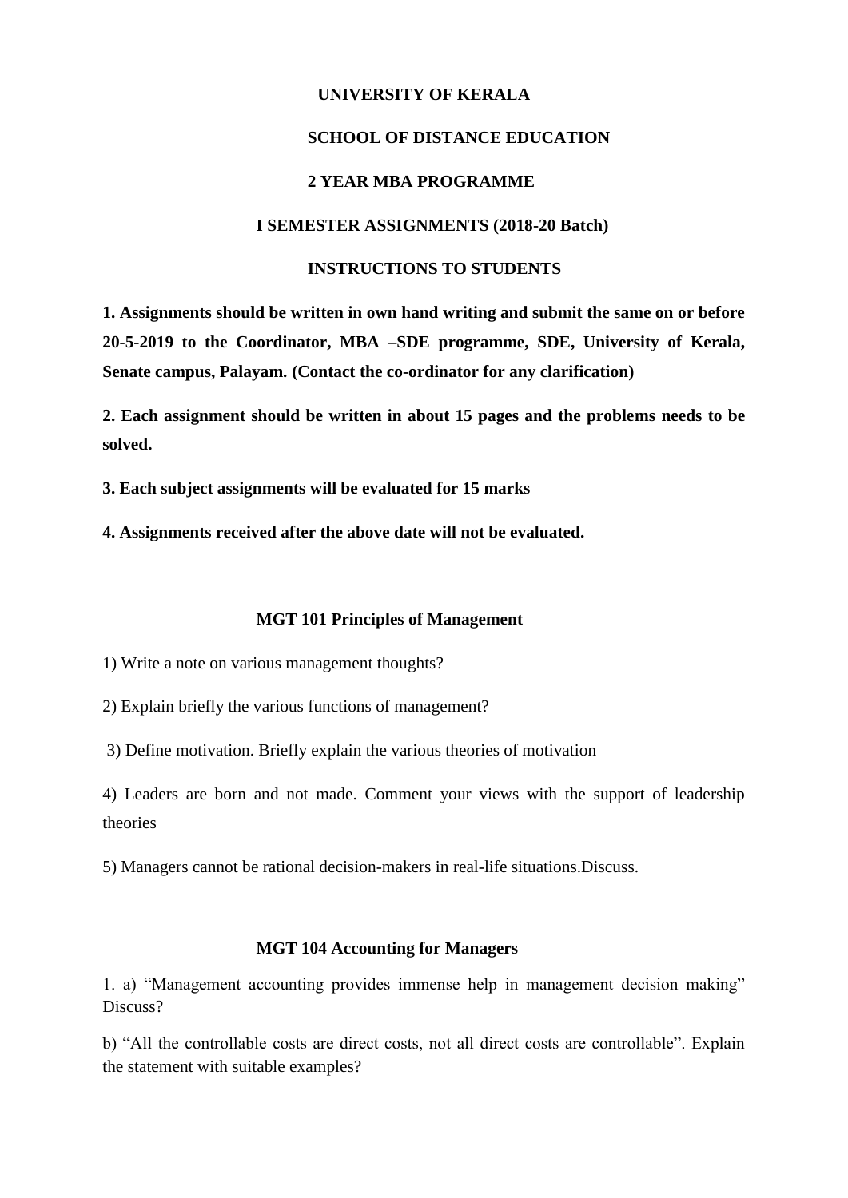# UNIVERSITY OF KERALA

## SCHOOL OF DISTANCE EDUCATION

## 2 YEAR MBA PROGRAMME

## I SEMESTER ASSIGNMENTS (2018-20 Batch)

### INSTRUCTIONS TO STUDENTS

**1. Assignments should be written in own hand writing and submit the same on or before 20-5-2019 to the Coordinator, MBA –SDE programme, SDE, University of Kerala, Senate campus, Palayam. (Contact the co-ordinator for any clarification)**

**2. Each assignment should be written in about 15 pages and the problems needs to be solved.**

**3. Each subject assignments will be evaluated for 15 marks**

**4. Assignments received after the above date will not be evaluated.**

### MGT 101 Principles of Management

1) Write a note on various management thoughts?

2) Explain briefly the various functions of management?

3) Define motivation. Briefly explain the various theories of motivation

4) Leaders are born and not made. Comment your views with the support of leadership theories

5) Managers cannot be rational decision-makers in real-life situations.Discuss.

### MGT 104 Accounting for Managers

1. a) "Management accounting provides immense help in management decision making" Discuss?

b) "All the controllable costs are direct costs, not all direct costs are controllable". Explain the statement with suitable examples?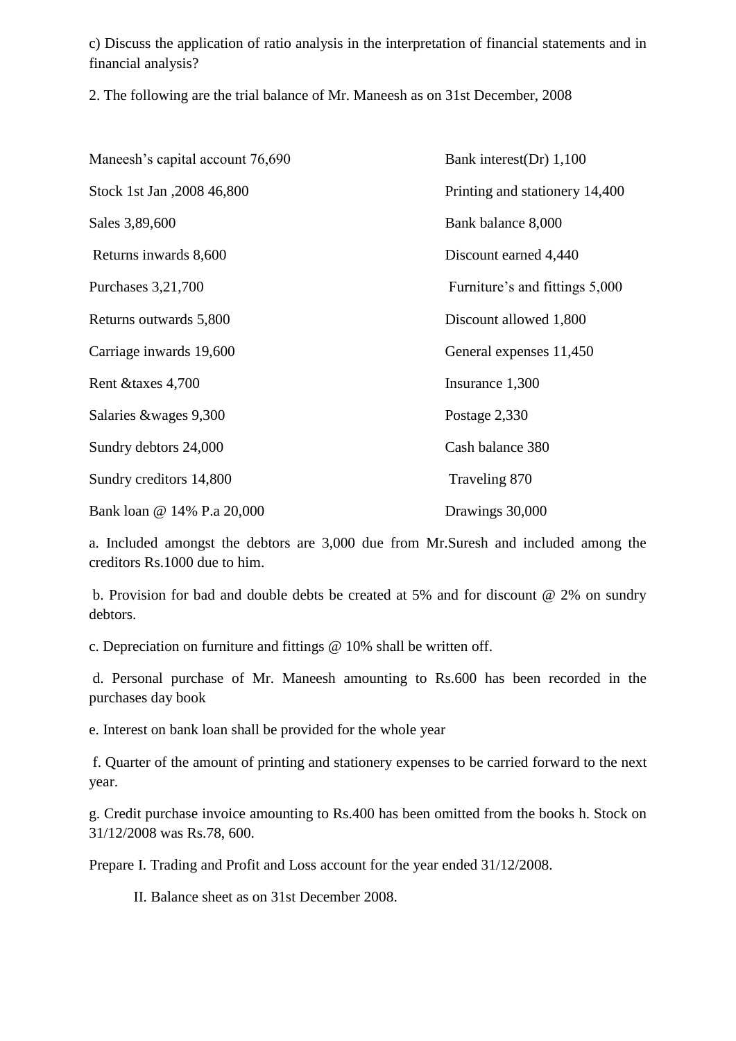c) Discuss the application of ratio analysis in the interpretation of financial statements and in financial analysis?

2. The following are the trial balance of Mr. Maneesh as on 31st December, 2008

| | |
|---|---|
| Maneesh's capital account 76,690 | Bank interest(Dr) 1,100 |
| Stock 1st Jan ,2008 46,800 | Printing and stationery 14,400 |
| Sales 3,89,600 | Bank balance 8,000 |
| Returns inwards 8,600 | Discount earned 4,440 |
| Purchases 3,21,700 | Furniture's and fittings 5,000 |
| Returns outwards 5,800 | Discount allowed 1,800 |
| Carriage inwards 19,600 | General expenses 11,450 |
| Rent &taxes 4,700 | Insurance 1,300 |
| Salaries &wages 9,300 | Postage 2,330 |
| Sundry debtors 24,000 | Cash balance 380 |
| Sundry creditors 14,800 | Traveling 870 |
| Bank loan @ 14% P.a 20,000 | Drawings 30,000 |

a. Included amongst the debtors are 3,000 due from Mr.Suresh and included among the creditors Rs.1000 due to him.

b. Provision for bad and double debts be created at 5% and for discount @ 2% on sundry debtors.

c. Depreciation on furniture and fittings @ 10% shall be written off.

d. Personal purchase of Mr. Maneesh amounting to Rs.600 has been recorded in the purchases day book

e. Interest on bank loan shall be provided for the whole year

f. Quarter of the amount of printing and stationery expenses to be carried forward to the next year.

g. Credit purchase invoice amounting to Rs.400 has been omitted from the books h. Stock on 31/12/2008 was Rs.78, 600.

Prepare I. Trading and Profit and Loss account for the year ended 31/12/2008.

II. Balance sheet as on 31st December 2008.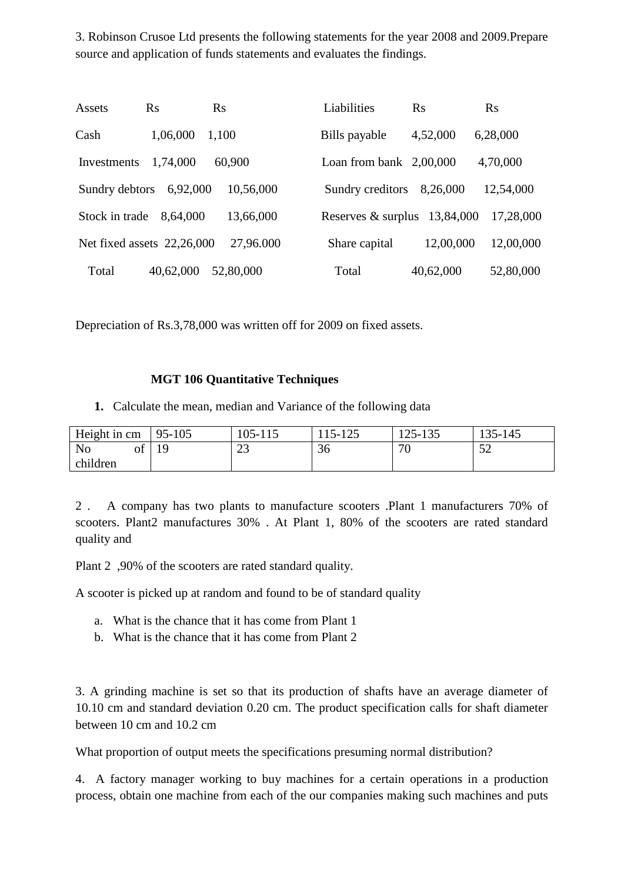3. Robinson Crusoe Ltd presents the following statements for the year 2008 and 2009.Prepare source and application of funds statements and evaluates the findings.

| Assets | Rs | Rs | Liabilities | Rs | Rs |
|---|---|---|---|---|---|
| Cash | 1,06,000 | 1,100 | Bills payable | 4,52,000 | 6,28,000 |
| Investments | 1,74,000 | 60,900 | Loan from bank | 2,00,000 | 4,70,000 |
| Sundry debtors | 6,92,000 | 10,56,000 | Sundry creditors | 8,26,000 | 12,54,000 |
| Stock in trade | 8,64,000 | 13,66,000 | Reserves & surplus | 13,84,000 | 17,28,000 |
| Net fixed assets | 22,26,000 | 27,96.000 | Share capital | 12,00,000 | 12,00,000 |
| Total | 40,62,000 | 52,80,000 | Total | 40,62,000 | 52,80,000 |

Depreciation of Rs.3,78,000 was written off for 2009 on fixed assets.

**MGT 106 Quantitative Techniques**

1. Calculate the mean, median and Variance of the following data

| Height in cm | 95-105 | 105-115 | 115-125 | 125-135 | 135-145 |
|---|---|---|---|---|---|
| No of children | 19 | 23 | 36 | 70 | 52 |

2 . A company has two plants to manufacture scooters .Plant 1 manufacturers 70% of scooters. Plant2 manufactures 30% . At Plant 1, 80% of the scooters are rated standard quality and

Plant 2 ,90% of the scooters are rated standard quality.

A scooter is picked up at random and found to be of standard quality

a. What is the chance that it has come from Plant 1
b. What is the chance that it has come from Plant 2

3. A grinding machine is set so that its production of shafts have an average diameter of 10.10 cm and standard deviation 0.20 cm. The product specification calls for shaft diameter between 10 cm and 10.2 cm

What proportion of output meets the specifications presuming normal distribution?

4. A factory manager working to buy machines for a certain operations in a production process, obtain one machine from each of the our companies making such machines and puts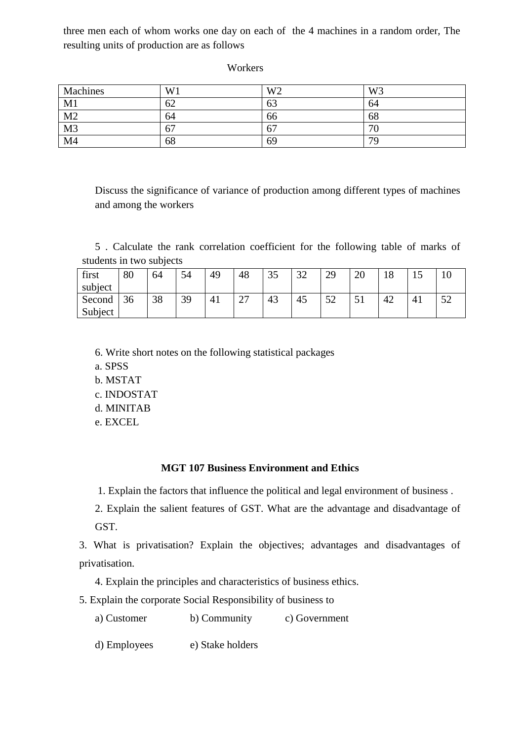three men each of whom works one day on each of the 4 machines in a random order, The resulting units of production are as follows

Workers

| Machines | W1 | W2 | W3 |
|---|---|---|---|
| M1 | 62 | 63 | 64 |
| M2 | 64 | 66 | 68 |
| M3 | 67 | 67 | 70 |
| M4 | 68 | 69 | 79 |

Discuss the significance of variance of production among different types of machines and among the workers

5 . Calculate the rank correlation coefficient for the following table of marks of students in two subjects

| first subject | 80 | 64 | 54 | 49 | 48 | 35 | 32 | 29 | 20 | 18 | 15 | 10 |
|---|---|---|---|---|---|---|---|---|---|---|---|---|
| Second Subject | 36 | 38 | 39 | 41 | 27 | 43 | 45 | 52 | 51 | 42 | 41 | 52 |

6. Write short notes on the following statistical packages

a. SPSS
b. MSTAT
c. INDOSTAT
d. MINITAB
e. EXCEL

## MGT 107 Business Environment and Ethics

1. Explain the factors that influence the political and legal environment of business .
2. Explain the salient features of GST. What are the advantage and disadvantage of GST.
3. What is privatisation? Explain the objectives; advantages and disadvantages of privatisation.
4. Explain the principles and characteristics of business ethics.
5. Explain the corporate Social Responsibility of business to

a) Customer b) Community c) Government

d) Employees e) Stake holders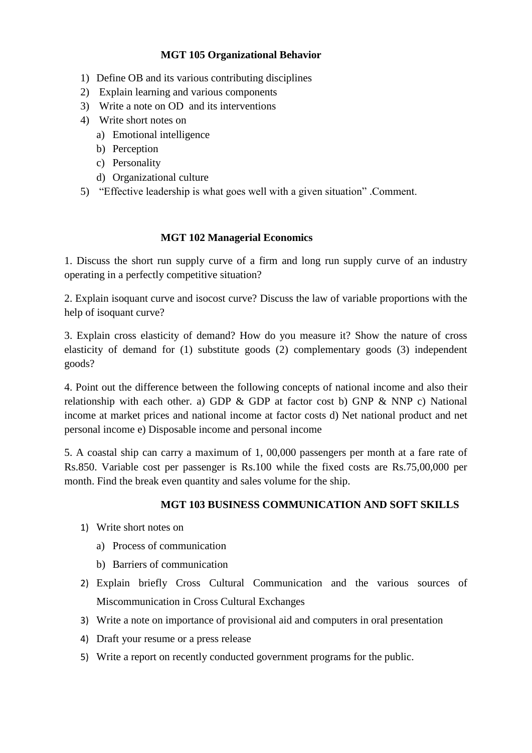**MGT 105 Organizational Behavior**

1) Define OB and its various contributing disciplines
2) Explain learning and various components
3) Write a note on OD and its interventions
4) Write short notes on
   a) Emotional intelligence
   b) Perception
   c) Personality
   d) Organizational culture
5) "Effective leadership is what goes well with a given situation" .Comment.

**MGT 102 Managerial Economics**

1. Discuss the short run supply curve of a firm and long run supply curve of an industry operating in a perfectly competitive situation?

2. Explain isoquant curve and isocost curve? Discuss the law of variable proportions with the help of isoquant curve?

3. Explain cross elasticity of demand? How do you measure it? Show the nature of cross elasticity of demand for (1) substitute goods (2) complementary goods (3) independent goods?

4. Point out the difference between the following concepts of national income and also their relationship with each other. a) GDP & GDP at factor cost b) GNP & NNP c) National income at market prices and national income at factor costs d) Net national product and net personal income e) Disposable income and personal income

5. A coastal ship can carry a maximum of 1, 00,000 passengers per month at a fare rate of Rs.850. Variable cost per passenger is Rs.100 while the fixed costs are Rs.75,00,000 per month. Find the break even quantity and sales volume for the ship.

**MGT 103 BUSINESS COMMUNICATION AND SOFT SKILLS**

1) Write short notes on
   a) Process of communication
   b) Barriers of communication
2) Explain briefly Cross Cultural Communication and the various sources of Miscommunication in Cross Cultural Exchanges
3) Write a note on importance of provisional aid and computers in oral presentation
4) Draft your resume or a press release
5) Write a report on recently conducted government programs for the public.